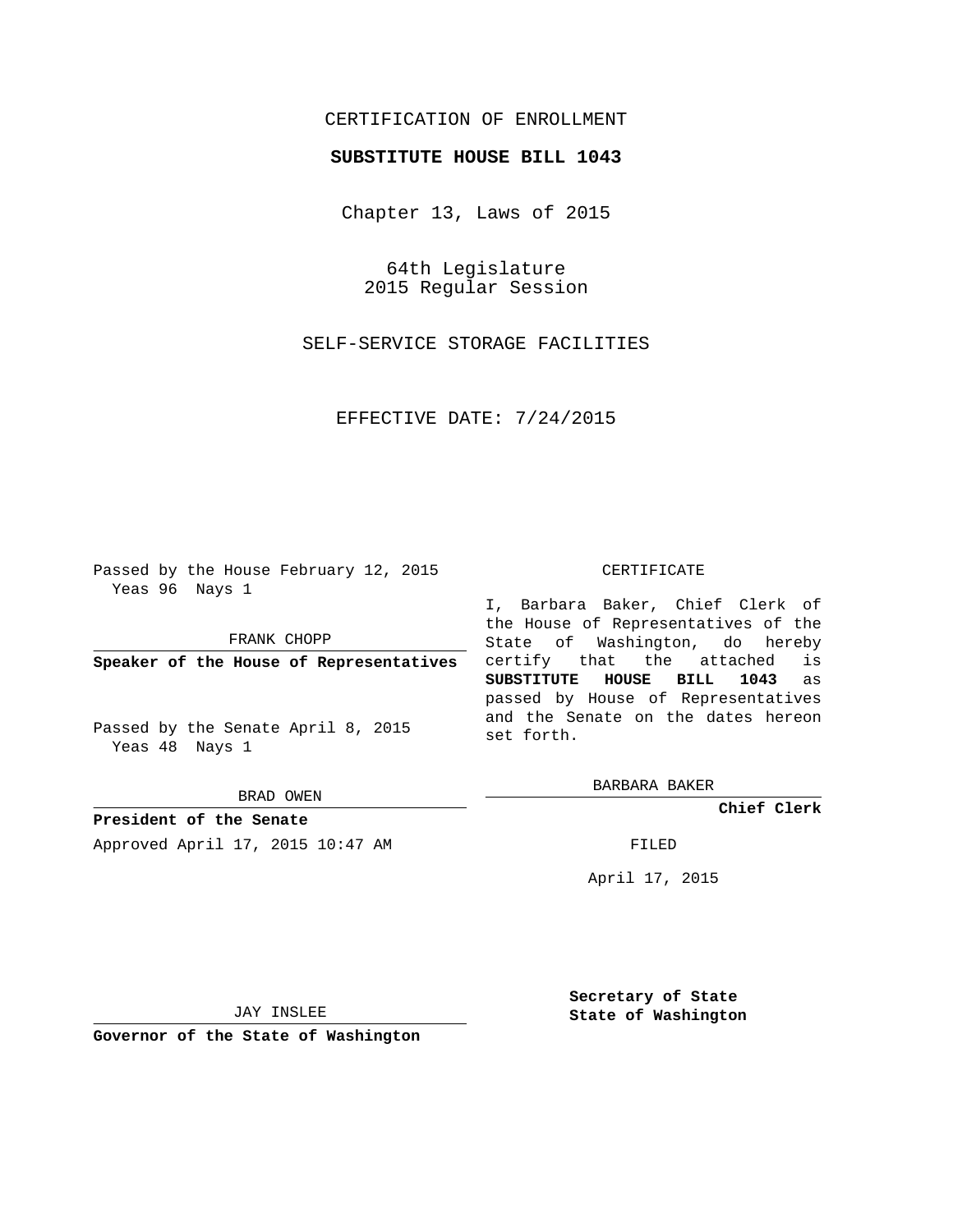CERTIFICATION OF ENROLLMENT

**SUBSTITUTE HOUSE BILL 1043**

Chapter 13, Laws of 2015

64th Legislature
2015 Regular Session

SELF-SERVICE STORAGE FACILITIES

EFFECTIVE DATE: 7/24/2015

Passed by the House February 12, 2015
Yeas 96 Nays 1

FRANK CHOPP

**Speaker of the House of Representatives**

Passed by the Senate April 8, 2015
Yeas 48 Nays 1

BRAD OWEN

**President of the Senate**

Approved April 17, 2015 10:47 AM

JAY INSLEE

**Governor of the State of Washington**

CERTIFICATE

I, Barbara Baker, Chief Clerk of the House of Representatives of the State of Washington, do hereby certify that the attached is **SUBSTITUTE HOUSE BILL 1043** as passed by House of Representatives and the Senate on the dates hereon set forth.

BARBARA BAKER

**Chief Clerk**

FILED

April 17, 2015

**Secretary of State**
**State of Washington**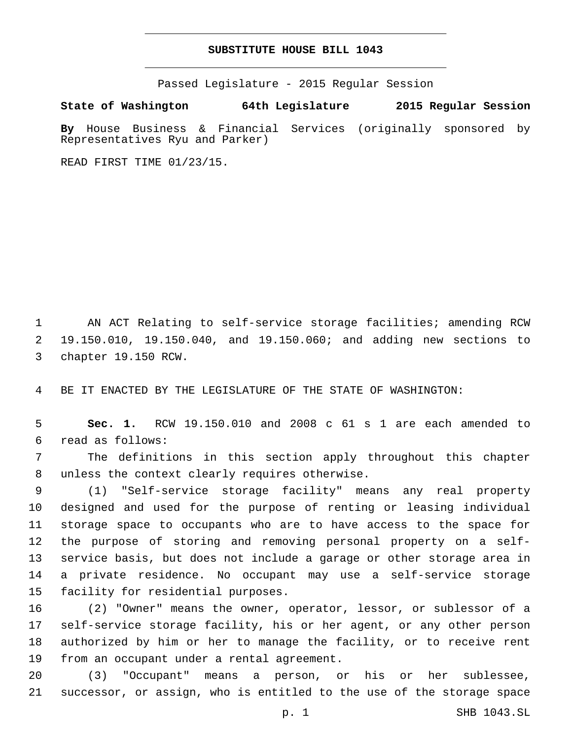# SUBSTITUTE HOUSE BILL 1043

Passed Legislature - 2015 Regular Session

**State of Washington 64th Legislature 2015 Regular Session**

**By** House Business & Financial Services (originally sponsored by Representatives Ryu and Parker)

READ FIRST TIME 01/23/15.

AN ACT Relating to self-service storage facilities; amending RCW 19.150.010, 19.150.040, and 19.150.060; and adding new sections to chapter 19.150 RCW.

BE IT ENACTED BY THE LEGISLATURE OF THE STATE OF WASHINGTON:

**Sec. 1.** RCW 19.150.010 and 2008 c 61 s 1 are each amended to read as follows:

The definitions in this section apply throughout this chapter unless the context clearly requires otherwise.

(1) "Self-service storage facility" means any real property designed and used for the purpose of renting or leasing individual storage space to occupants who are to have access to the space for the purpose of storing and removing personal property on a self-service basis, but does not include a garage or other storage area in a private residence. No occupant may use a self-service storage facility for residential purposes.

(2) "Owner" means the owner, operator, lessor, or sublessor of a self-service storage facility, his or her agent, or any other person authorized by him or her to manage the facility, or to receive rent from an occupant under a rental agreement.

(3) "Occupant" means a person, or his or her sublessee, successor, or assign, who is entitled to the use of the storage space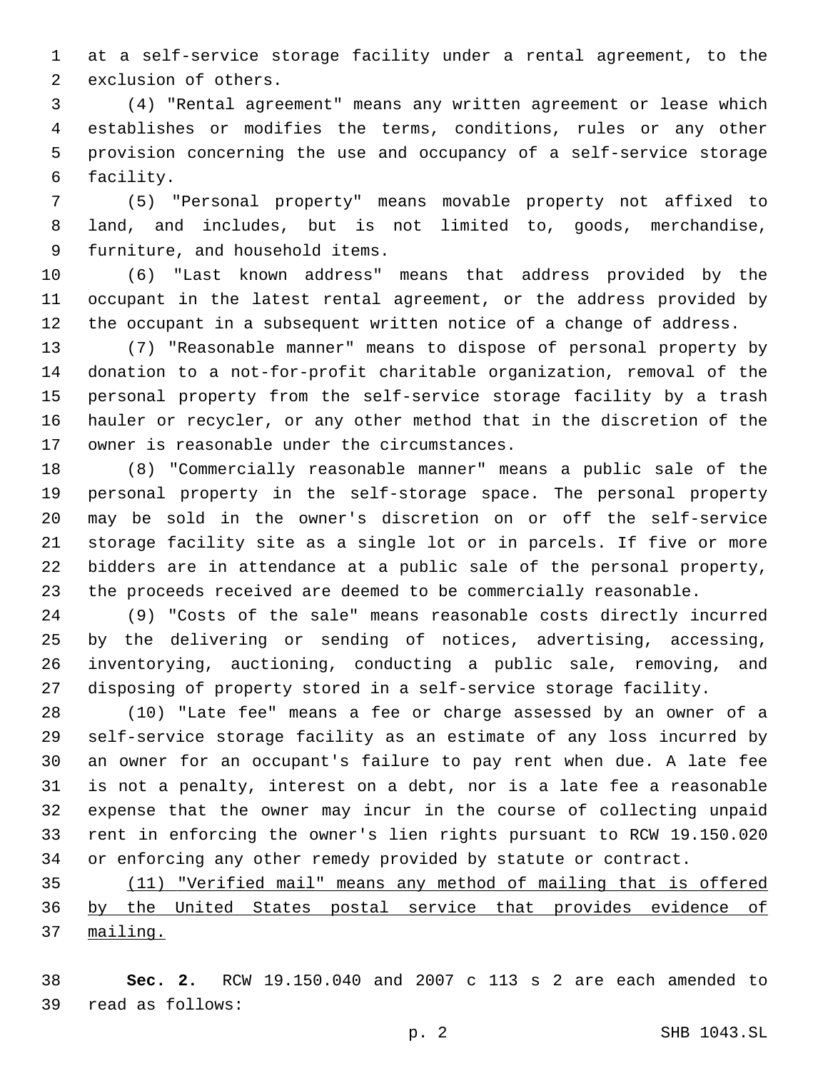at a self-service storage facility under a rental agreement, to the exclusion of others.

(4) "Rental agreement" means any written agreement or lease which establishes or modifies the terms, conditions, rules or any other provision concerning the use and occupancy of a self-service storage facility.

(5) "Personal property" means movable property not affixed to land, and includes, but is not limited to, goods, merchandise, furniture, and household items.

(6) "Last known address" means that address provided by the occupant in the latest rental agreement, or the address provided by the occupant in a subsequent written notice of a change of address.

(7) "Reasonable manner" means to dispose of personal property by donation to a not-for-profit charitable organization, removal of the personal property from the self-service storage facility by a trash hauler or recycler, or any other method that in the discretion of the owner is reasonable under the circumstances.

(8) "Commercially reasonable manner" means a public sale of the personal property in the self-storage space. The personal property may be sold in the owner's discretion on or off the self-service storage facility site as a single lot or in parcels. If five or more bidders are in attendance at a public sale of the personal property, the proceeds received are deemed to be commercially reasonable.

(9) "Costs of the sale" means reasonable costs directly incurred by the delivering or sending of notices, advertising, accessing, inventorying, auctioning, conducting a public sale, removing, and disposing of property stored in a self-service storage facility.

(10) "Late fee" means a fee or charge assessed by an owner of a self-service storage facility as an estimate of any loss incurred by an owner for an occupant's failure to pay rent when due. A late fee is not a penalty, interest on a debt, nor is a late fee a reasonable expense that the owner may incur in the course of collecting unpaid rent in enforcing the owner's lien rights pursuant to RCW 19.150.020 or enforcing any other remedy provided by statute or contract.

<u>(11) "Verified mail" means any method of mailing that is offered by the United States postal service that provides evidence of mailing.</u>

**Sec. 2.** RCW 19.150.040 and 2007 c 113 s 2 are each amended to read as follows: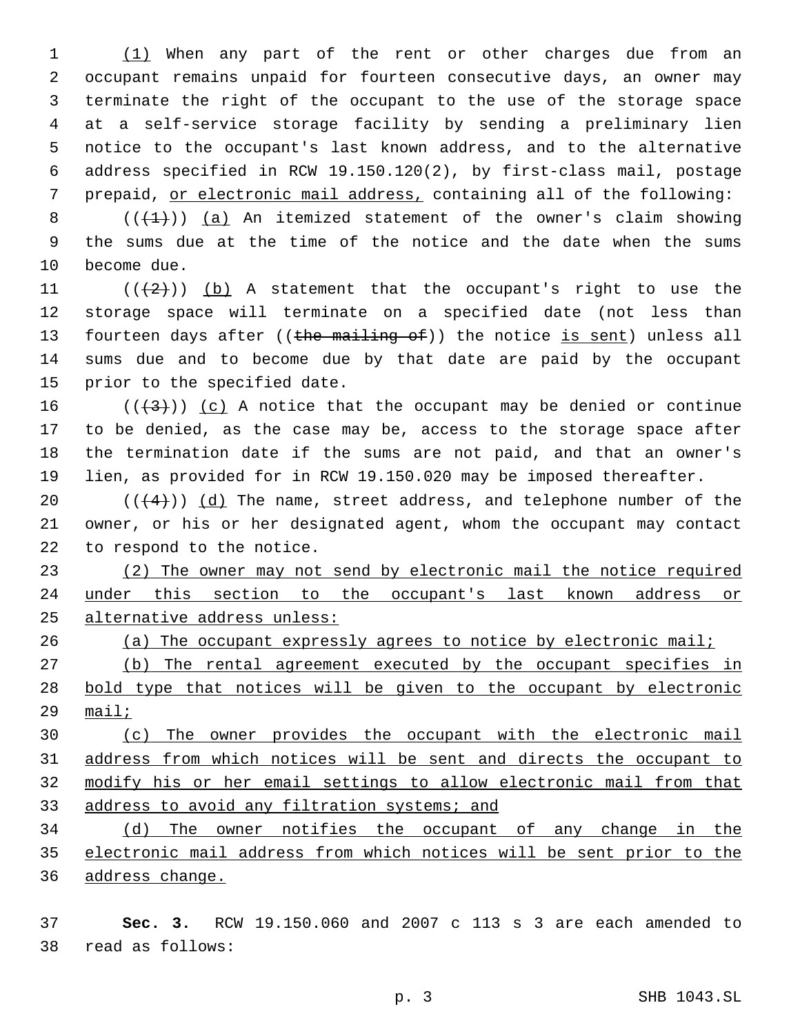(1) When any part of the rent or other charges due from an occupant remains unpaid for fourteen consecutive days, an owner may terminate the right of the occupant to the use of the storage space at a self-service storage facility by sending a preliminary lien notice to the occupant's last known address, and to the alternative address specified in RCW 19.150.120(2), by first-class mail, postage prepaid, or electronic mail address, containing all of the following:

(((1))) (a) An itemized statement of the owner's claim showing the sums due at the time of the notice and the date when the sums become due.

(((2))) (b) A statement that the occupant's right to use the storage space will terminate on a specified date (not less than fourteen days after ((the mailing of)) the notice is sent) unless all sums due and to become due by that date are paid by the occupant prior to the specified date.

(((3))) (c) A notice that the occupant may be denied or continue to be denied, as the case may be, access to the storage space after the termination date if the sums are not paid, and that an owner's lien, as provided for in RCW 19.150.020 may be imposed thereafter.

(((4))) (d) The name, street address, and telephone number of the owner, or his or her designated agent, whom the occupant may contact to respond to the notice.

(2) The owner may not send by electronic mail the notice required under this section to the occupant's last known address or alternative address unless:

(a) The occupant expressly agrees to notice by electronic mail;

(b) The rental agreement executed by the occupant specifies in bold type that notices will be given to the occupant by electronic mail;

(c) The owner provides the occupant with the electronic mail address from which notices will be sent and directs the occupant to modify his or her email settings to allow electronic mail from that address to avoid any filtration systems; and

(d) The owner notifies the occupant of any change in the electronic mail address from which notices will be sent prior to the address change.

**Sec. 3.** RCW 19.150.060 and 2007 c 113 s 3 are each amended to read as follows: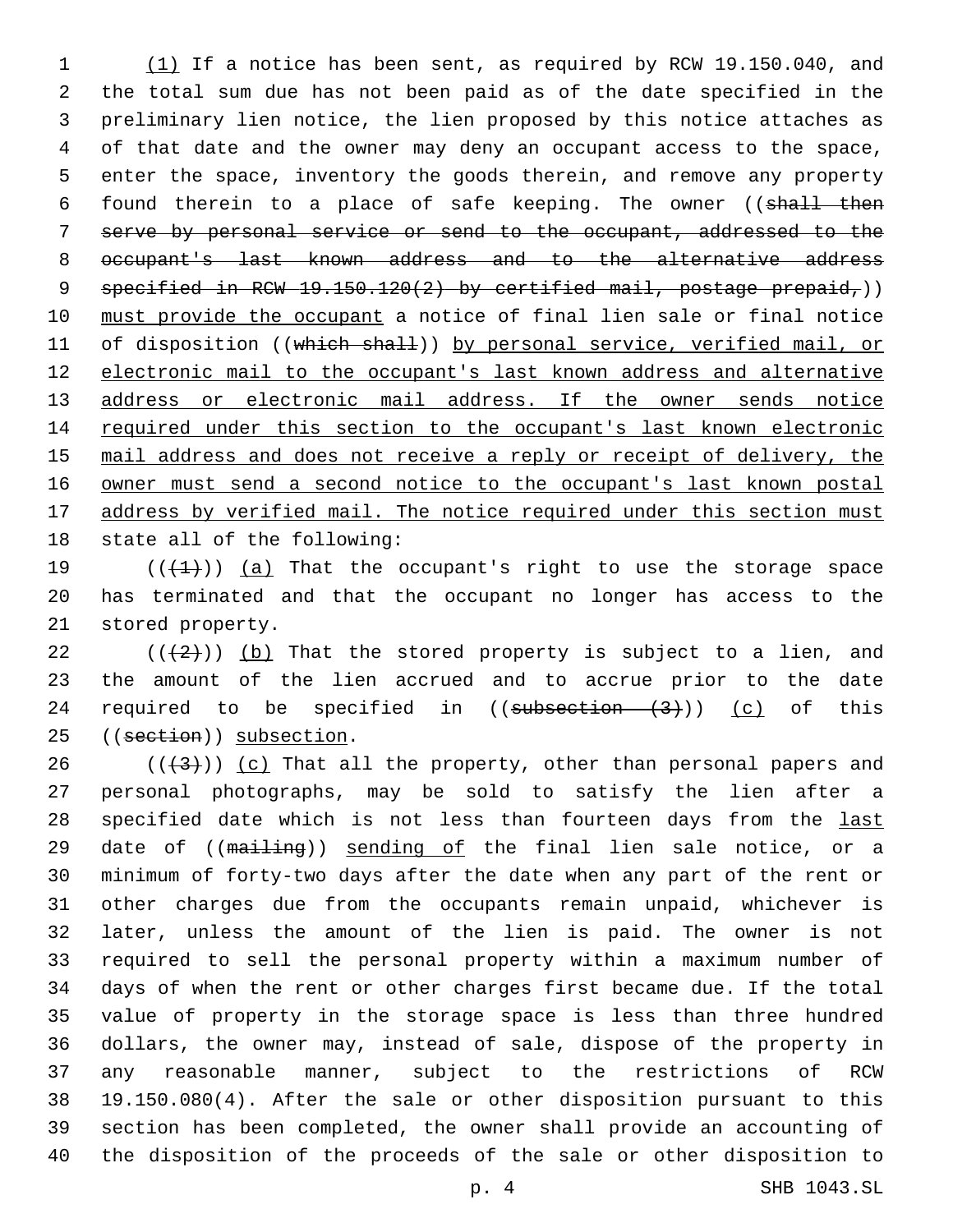(1) If a notice has been sent, as required by RCW 19.150.040, and the total sum due has not been paid as of the date specified in the preliminary lien notice, the lien proposed by this notice attaches as of that date and the owner may deny an occupant access to the space, enter the space, inventory the goods therein, and remove any property found therein to a place of safe keeping. The owner ((shall then serve by personal service or send to the occupant, addressed to the occupant's last known address and to the alternative address specified in RCW 19.150.120(2) by certified mail, postage prepaid,)) must provide the occupant a notice of final lien sale or final notice of disposition ((which shall)) by personal service, verified mail, or electronic mail to the occupant's last known address and alternative address or electronic mail address. If the owner sends notice required under this section to the occupant's last known electronic mail address and does not receive a reply or receipt of delivery, the owner must send a second notice to the occupant's last known postal address by verified mail. The notice required under this section must state all of the following:

(((1))) (a) That the occupant's right to use the storage space has terminated and that the occupant no longer has access to the stored property.

(((2))) (b) That the stored property is subject to a lien, and the amount of the lien accrued and to accrue prior to the date required to be specified in ((subsection (3))) (c) of this ((section)) subsection.

(((3))) (c) That all the property, other than personal papers and personal photographs, may be sold to satisfy the lien after a specified date which is not less than fourteen days from the last date of ((mailing)) sending of the final lien sale notice, or a minimum of forty-two days after the date when any part of the rent or other charges due from the occupants remain unpaid, whichever is later, unless the amount of the lien is paid. The owner is not required to sell the personal property within a maximum number of days of when the rent or other charges first became due. If the total value of property in the storage space is less than three hundred dollars, the owner may, instead of sale, dispose of the property in any reasonable manner, subject to the restrictions of RCW 19.150.080(4). After the sale or other disposition pursuant to this section has been completed, the owner shall provide an accounting of the disposition of the proceeds of the sale or other disposition to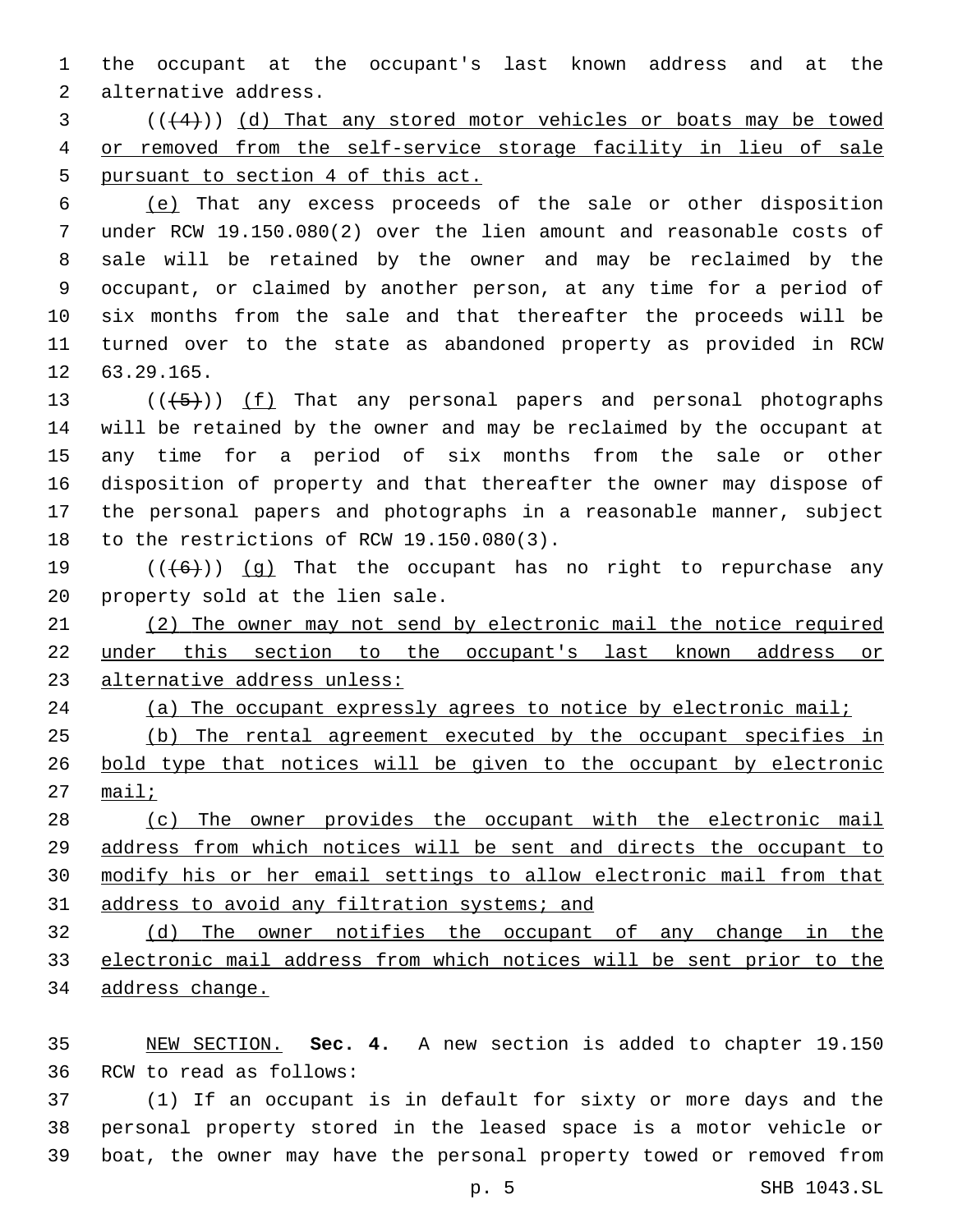the occupant at the occupant's last known address and at the alternative address.

((~~(4)~~)) <u>(d) That any stored motor vehicles or boats may be towed or removed from the self-service storage facility in lieu of sale pursuant to section 4 of this act.</u>

<u>(e)</u> That any excess proceeds of the sale or other disposition under RCW 19.150.080(2) over the lien amount and reasonable costs of sale will be retained by the owner and may be reclaimed by the occupant, or claimed by another person, at any time for a period of six months from the sale and that thereafter the proceeds will be turned over to the state as abandoned property as provided in RCW 63.29.165.

((~~(5)~~)) <u>(f)</u> That any personal papers and personal photographs will be retained by the owner and may be reclaimed by the occupant at any time for a period of six months from the sale or other disposition of property and that thereafter the owner may dispose of the personal papers and photographs in a reasonable manner, subject to the restrictions of RCW 19.150.080(3).

((~~(6)~~)) <u>(g)</u> That the occupant has no right to repurchase any property sold at the lien sale.

<u>(2) The owner may not send by electronic mail the notice required under this section to the occupant's last known address or alternative address unless:</u>

<u>(a) The occupant expressly agrees to notice by electronic mail;</u>

<u>(b) The rental agreement executed by the occupant specifies in bold type that notices will be given to the occupant by electronic mail;</u>

<u>(c) The owner provides the occupant with the electronic mail address from which notices will be sent and directs the occupant to modify his or her email settings to allow electronic mail from that address to avoid any filtration systems; and</u>

<u>(d) The owner notifies the occupant of any change in the electronic mail address from which notices will be sent prior to the address change.</u>

<u>NEW SECTION.</u> **Sec. 4.** A new section is added to chapter 19.150 RCW to read as follows:

(1) If an occupant is in default for sixty or more days and the personal property stored in the leased space is a motor vehicle or boat, the owner may have the personal property towed or removed from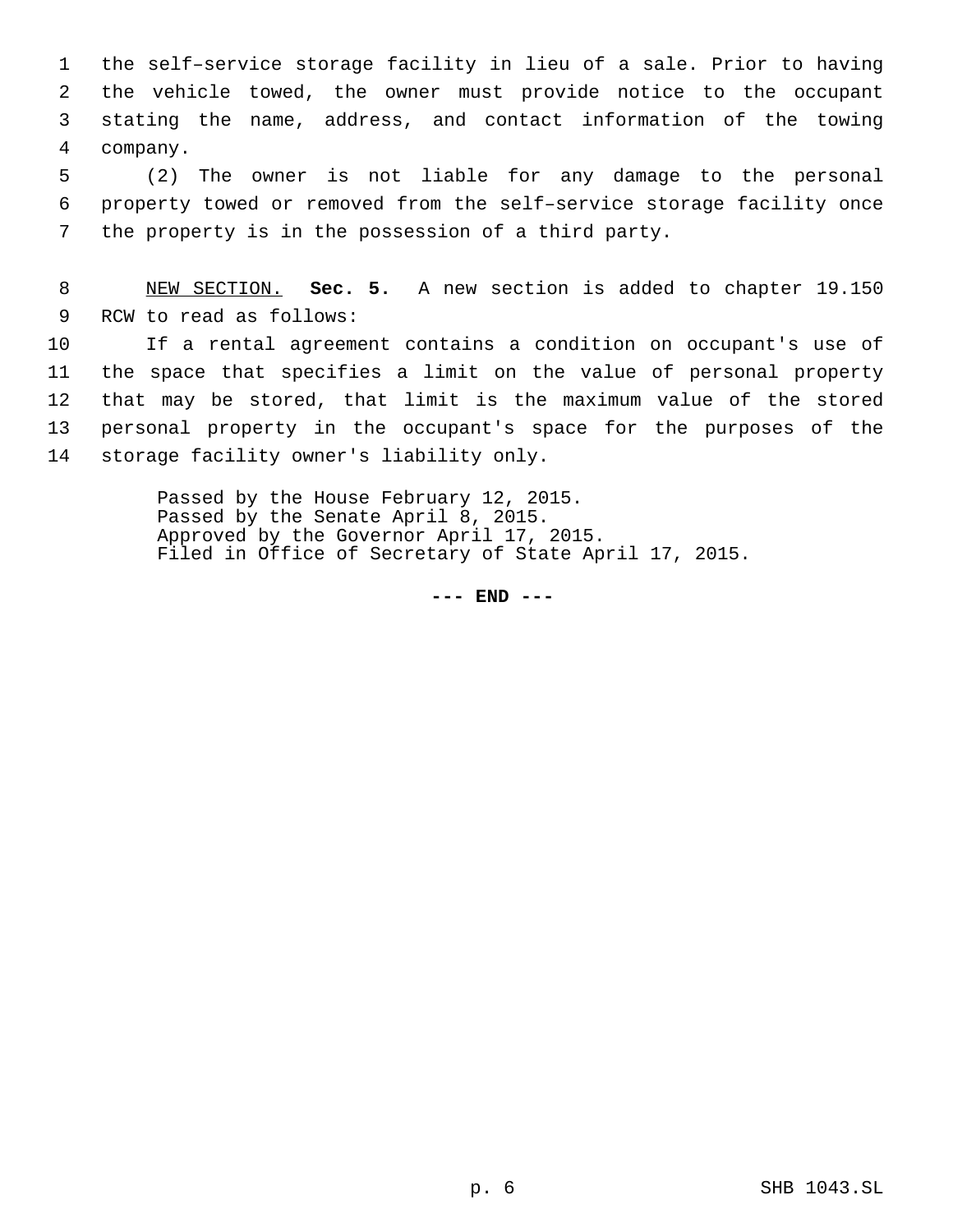the self-service storage facility in lieu of a sale. Prior to having the vehicle towed, the owner must provide notice to the occupant stating the name, address, and contact information of the towing company.

(2) The owner is not liable for any damage to the personal property towed or removed from the self-service storage facility once the property is in the possession of a third party.

NEW SECTION. **Sec. 5.** A new section is added to chapter 19.150 RCW to read as follows:

If a rental agreement contains a condition on occupant's use of the space that specifies a limit on the value of personal property that may be stored, that limit is the maximum value of the stored personal property in the occupant's space for the purposes of the storage facility owner's liability only.

Passed by the House February 12, 2015.
Passed by the Senate April 8, 2015.
Approved by the Governor April 17, 2015.
Filed in Office of Secretary of State April 17, 2015.

**--- END ---**